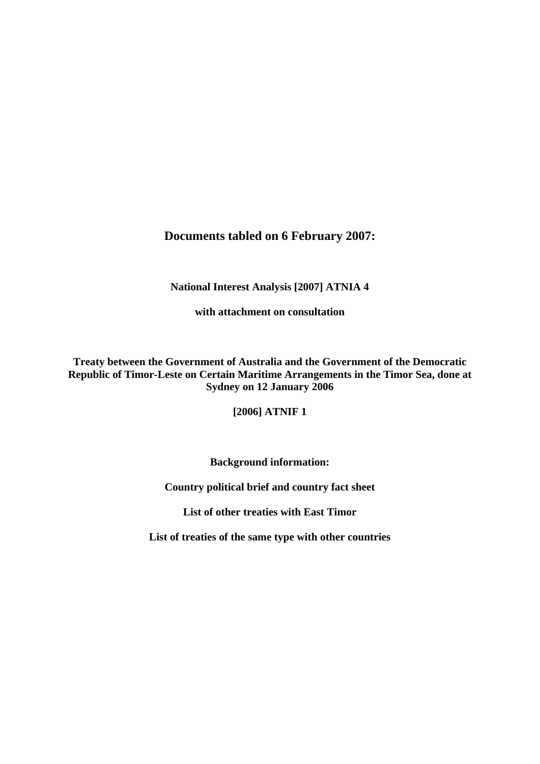# Documents tabled on 6 February 2007:

**National Interest Analysis [2007] ATNIA 4**

**with attachment on consultation**

**Treaty between the Government of Australia and the Government of the Democratic Republic of Timor-Leste on Certain Maritime Arrangements in the Timor Sea, done at Sydney on 12 January 2006**

**[2006] ATNIF 1**

**Background information:**

**Country political brief and country fact sheet**

**List of other treaties with East Timor**

**List of treaties of the same type with other countries**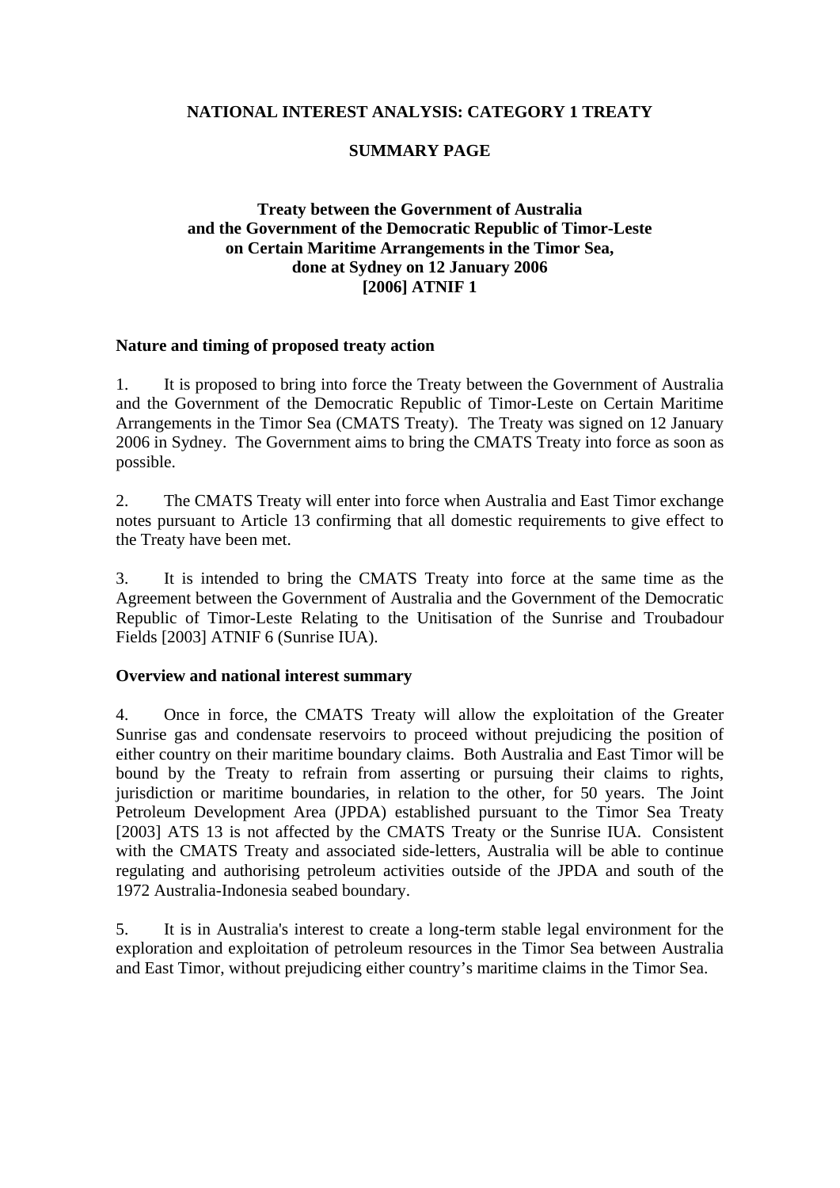**NATIONAL INTEREST ANALYSIS: CATEGORY 1 TREATY**

**SUMMARY PAGE**

**Treaty between the Government of Australia and the Government of the Democratic Republic of Timor-Leste on Certain Maritime Arrangements in the Timor Sea, done at Sydney on 12 January 2006 [2006] ATNIF 1**

**Nature and timing of proposed treaty action**

1. It is proposed to bring into force the Treaty between the Government of Australia and the Government of the Democratic Republic of Timor-Leste on Certain Maritime Arrangements in the Timor Sea (CMATS Treaty). The Treaty was signed on 12 January 2006 in Sydney. The Government aims to bring the CMATS Treaty into force as soon as possible.

2. The CMATS Treaty will enter into force when Australia and East Timor exchange notes pursuant to Article 13 confirming that all domestic requirements to give effect to the Treaty have been met.

3. It is intended to bring the CMATS Treaty into force at the same time as the Agreement between the Government of Australia and the Government of the Democratic Republic of Timor-Leste Relating to the Unitisation of the Sunrise and Troubadour Fields [2003] ATNIF 6 (Sunrise IUA).

**Overview and national interest summary**

4. Once in force, the CMATS Treaty will allow the exploitation of the Greater Sunrise gas and condensate reservoirs to proceed without prejudicing the position of either country on their maritime boundary claims. Both Australia and East Timor will be bound by the Treaty to refrain from asserting or pursuing their claims to rights, jurisdiction or maritime boundaries, in relation to the other, for 50 years. The Joint Petroleum Development Area (JPDA) established pursuant to the Timor Sea Treaty [2003] ATS 13 is not affected by the CMATS Treaty or the Sunrise IUA. Consistent with the CMATS Treaty and associated side-letters, Australia will be able to continue regulating and authorising petroleum activities outside of the JPDA and south of the 1972 Australia-Indonesia seabed boundary.

5. It is in Australia's interest to create a long-term stable legal environment for the exploration and exploitation of petroleum resources in the Timor Sea between Australia and East Timor, without prejudicing either country's maritime claims in the Timor Sea.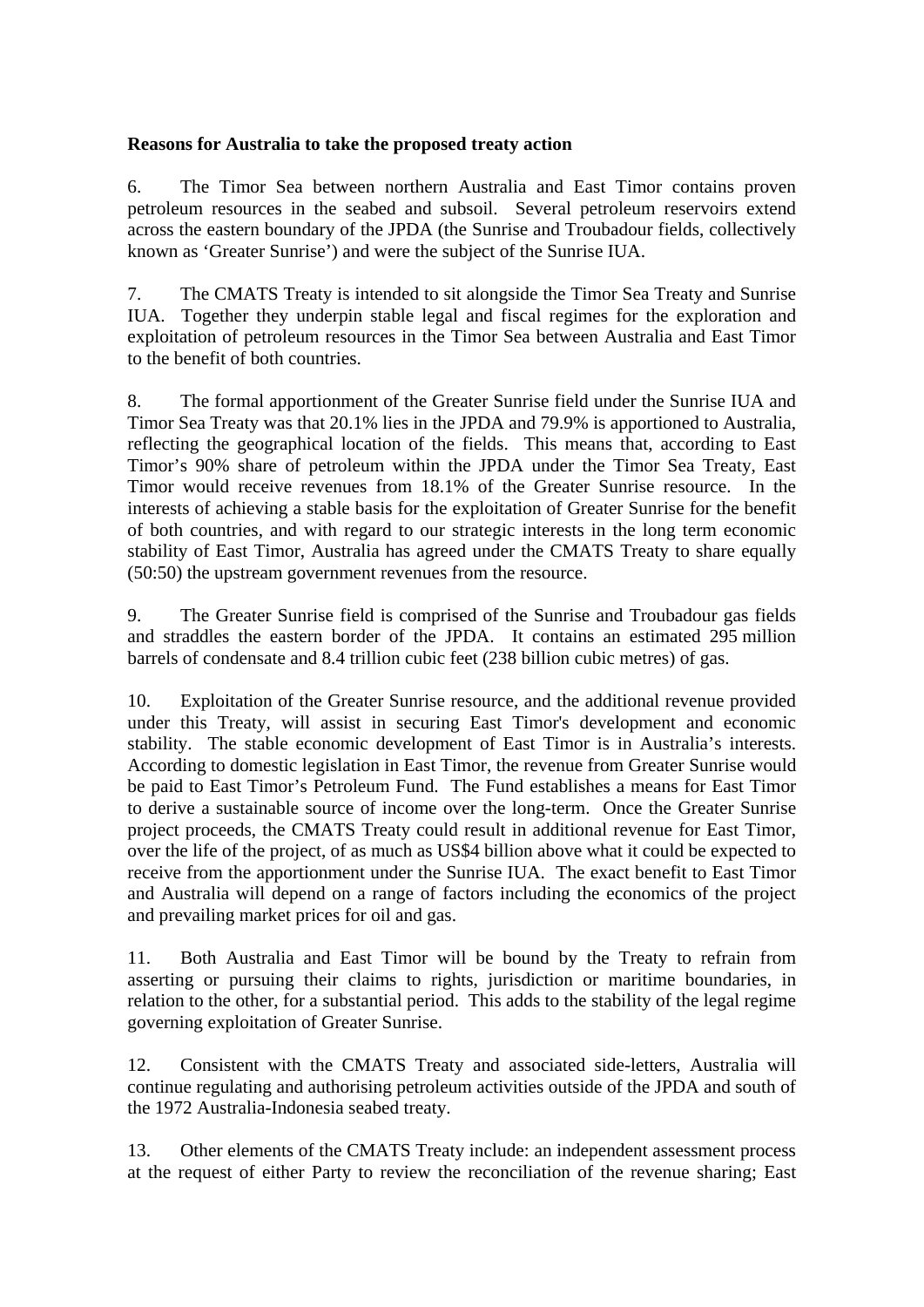**Reasons for Australia to take the proposed treaty action**

6. The Timor Sea between northern Australia and East Timor contains proven petroleum resources in the seabed and subsoil. Several petroleum reservoirs extend across the eastern boundary of the JPDA (the Sunrise and Troubadour fields, collectively known as 'Greater Sunrise') and were the subject of the Sunrise IUA.

7. The CMATS Treaty is intended to sit alongside the Timor Sea Treaty and Sunrise IUA. Together they underpin stable legal and fiscal regimes for the exploration and exploitation of petroleum resources in the Timor Sea between Australia and East Timor to the benefit of both countries.

8. The formal apportionment of the Greater Sunrise field under the Sunrise IUA and Timor Sea Treaty was that 20.1% lies in the JPDA and 79.9% is apportioned to Australia, reflecting the geographical location of the fields. This means that, according to East Timor's 90% share of petroleum within the JPDA under the Timor Sea Treaty, East Timor would receive revenues from 18.1% of the Greater Sunrise resource. In the interests of achieving a stable basis for the exploitation of Greater Sunrise for the benefit of both countries, and with regard to our strategic interests in the long term economic stability of East Timor, Australia has agreed under the CMATS Treaty to share equally (50:50) the upstream government revenues from the resource.

9. The Greater Sunrise field is comprised of the Sunrise and Troubadour gas fields and straddles the eastern border of the JPDA. It contains an estimated 295 million barrels of condensate and 8.4 trillion cubic feet (238 billion cubic metres) of gas.

10. Exploitation of the Greater Sunrise resource, and the additional revenue provided under this Treaty, will assist in securing East Timor's development and economic stability. The stable economic development of East Timor is in Australia's interests. According to domestic legislation in East Timor, the revenue from Greater Sunrise would be paid to East Timor's Petroleum Fund. The Fund establishes a means for East Timor to derive a sustainable source of income over the long-term. Once the Greater Sunrise project proceeds, the CMATS Treaty could result in additional revenue for East Timor, over the life of the project, of as much as US$4 billion above what it could be expected to receive from the apportionment under the Sunrise IUA. The exact benefit to East Timor and Australia will depend on a range of factors including the economics of the project and prevailing market prices for oil and gas.

11. Both Australia and East Timor will be bound by the Treaty to refrain from asserting or pursuing their claims to rights, jurisdiction or maritime boundaries, in relation to the other, for a substantial period. This adds to the stability of the legal regime governing exploitation of Greater Sunrise.

12. Consistent with the CMATS Treaty and associated side-letters, Australia will continue regulating and authorising petroleum activities outside of the JPDA and south of the 1972 Australia-Indonesia seabed treaty.

13. Other elements of the CMATS Treaty include: an independent assessment process at the request of either Party to review the reconciliation of the revenue sharing; East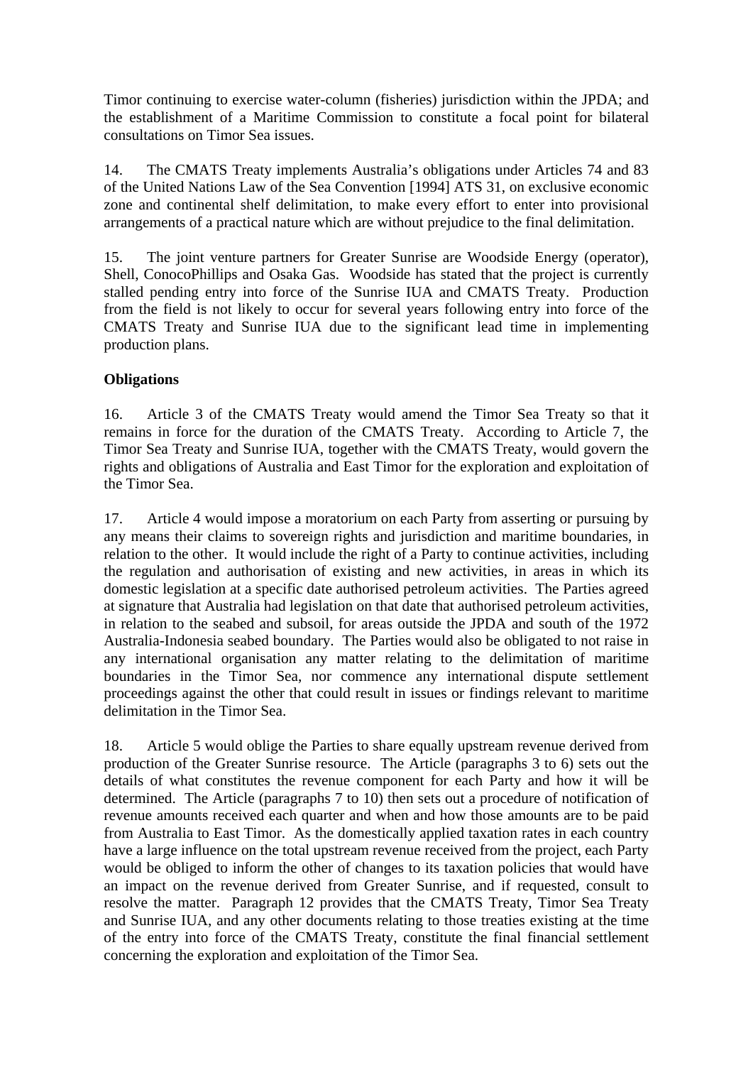Timor continuing to exercise water-column (fisheries) jurisdiction within the JPDA; and the establishment of a Maritime Commission to constitute a focal point for bilateral consultations on Timor Sea issues.

14. The CMATS Treaty implements Australia's obligations under Articles 74 and 83 of the United Nations Law of the Sea Convention [1994] ATS 31, on exclusive economic zone and continental shelf delimitation, to make every effort to enter into provisional arrangements of a practical nature which are without prejudice to the final delimitation.

15. The joint venture partners for Greater Sunrise are Woodside Energy (operator), Shell, ConocoPhillips and Osaka Gas. Woodside has stated that the project is currently stalled pending entry into force of the Sunrise IUA and CMATS Treaty. Production from the field is not likely to occur for several years following entry into force of the CMATS Treaty and Sunrise IUA due to the significant lead time in implementing production plans.

**Obligations**

16. Article 3 of the CMATS Treaty would amend the Timor Sea Treaty so that it remains in force for the duration of the CMATS Treaty. According to Article 7, the Timor Sea Treaty and Sunrise IUA, together with the CMATS Treaty, would govern the rights and obligations of Australia and East Timor for the exploration and exploitation of the Timor Sea.

17. Article 4 would impose a moratorium on each Party from asserting or pursuing by any means their claims to sovereign rights and jurisdiction and maritime boundaries, in relation to the other. It would include the right of a Party to continue activities, including the regulation and authorisation of existing and new activities, in areas in which its domestic legislation at a specific date authorised petroleum activities. The Parties agreed at signature that Australia had legislation on that date that authorised petroleum activities, in relation to the seabed and subsoil, for areas outside the JPDA and south of the 1972 Australia-Indonesia seabed boundary. The Parties would also be obligated to not raise in any international organisation any matter relating to the delimitation of maritime boundaries in the Timor Sea, nor commence any international dispute settlement proceedings against the other that could result in issues or findings relevant to maritime delimitation in the Timor Sea.

18. Article 5 would oblige the Parties to share equally upstream revenue derived from production of the Greater Sunrise resource. The Article (paragraphs 3 to 6) sets out the details of what constitutes the revenue component for each Party and how it will be determined. The Article (paragraphs 7 to 10) then sets out a procedure of notification of revenue amounts received each quarter and when and how those amounts are to be paid from Australia to East Timor. As the domestically applied taxation rates in each country have a large influence on the total upstream revenue received from the project, each Party would be obliged to inform the other of changes to its taxation policies that would have an impact on the revenue derived from Greater Sunrise, and if requested, consult to resolve the matter. Paragraph 12 provides that the CMATS Treaty, Timor Sea Treaty and Sunrise IUA, and any other documents relating to those treaties existing at the time of the entry into force of the CMATS Treaty, constitute the final financial settlement concerning the exploration and exploitation of the Timor Sea.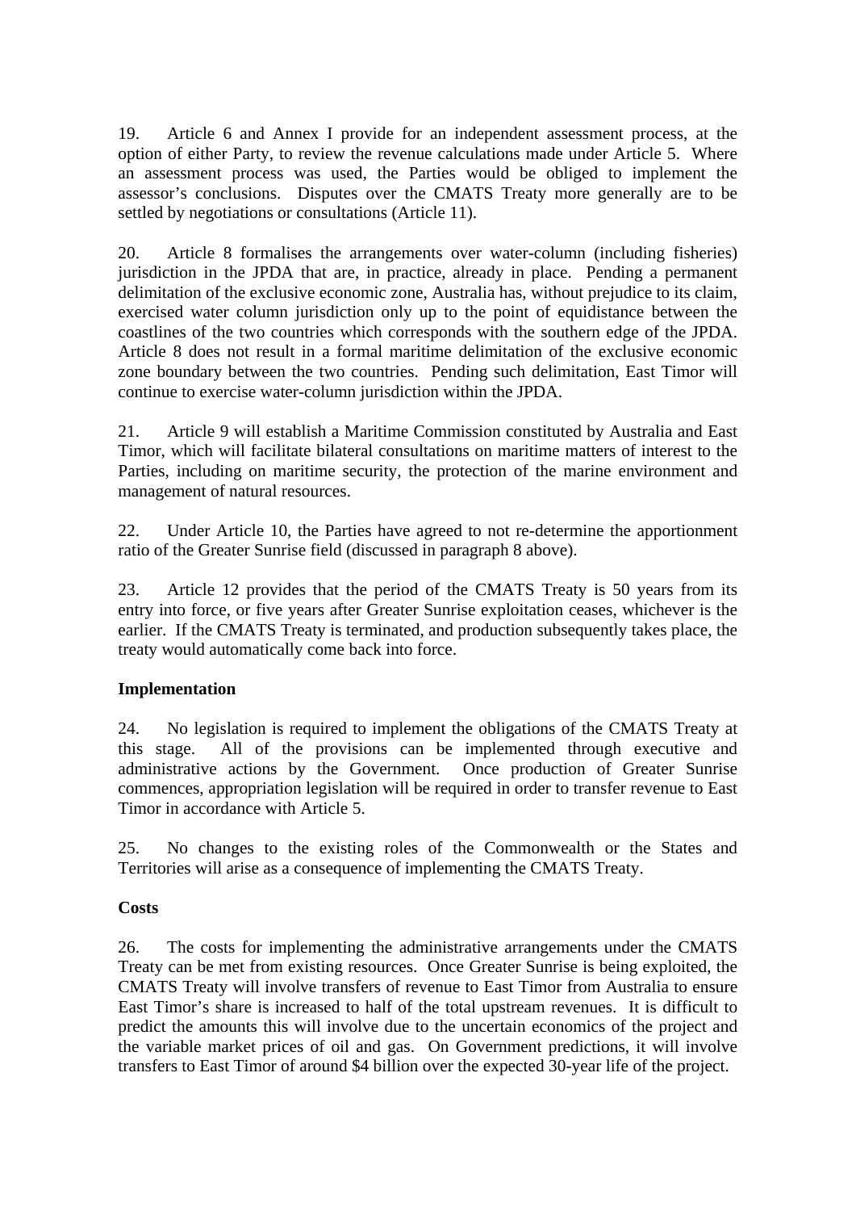19. Article 6 and Annex I provide for an independent assessment process, at the option of either Party, to review the revenue calculations made under Article 5. Where an assessment process was used, the Parties would be obliged to implement the assessor's conclusions. Disputes over the CMATS Treaty more generally are to be settled by negotiations or consultations (Article 11).

20. Article 8 formalises the arrangements over water-column (including fisheries) jurisdiction in the JPDA that are, in practice, already in place. Pending a permanent delimitation of the exclusive economic zone, Australia has, without prejudice to its claim, exercised water column jurisdiction only up to the point of equidistance between the coastlines of the two countries which corresponds with the southern edge of the JPDA. Article 8 does not result in a formal maritime delimitation of the exclusive economic zone boundary between the two countries. Pending such delimitation, East Timor will continue to exercise water-column jurisdiction within the JPDA.

21. Article 9 will establish a Maritime Commission constituted by Australia and East Timor, which will facilitate bilateral consultations on maritime matters of interest to the Parties, including on maritime security, the protection of the marine environment and management of natural resources.

22. Under Article 10, the Parties have agreed to not re-determine the apportionment ratio of the Greater Sunrise field (discussed in paragraph 8 above).

23. Article 12 provides that the period of the CMATS Treaty is 50 years from its entry into force, or five years after Greater Sunrise exploitation ceases, whichever is the earlier. If the CMATS Treaty is terminated, and production subsequently takes place, the treaty would automatically come back into force.

**Implementation**

24. No legislation is required to implement the obligations of the CMATS Treaty at this stage. All of the provisions can be implemented through executive and administrative actions by the Government. Once production of Greater Sunrise commences, appropriation legislation will be required in order to transfer revenue to East Timor in accordance with Article 5.

25. No changes to the existing roles of the Commonwealth or the States and Territories will arise as a consequence of implementing the CMATS Treaty.

**Costs**

26. The costs for implementing the administrative arrangements under the CMATS Treaty can be met from existing resources. Once Greater Sunrise is being exploited, the CMATS Treaty will involve transfers of revenue to East Timor from Australia to ensure East Timor's share is increased to half of the total upstream revenues. It is difficult to predict the amounts this will involve due to the uncertain economics of the project and the variable market prices of oil and gas. On Government predictions, it will involve transfers to East Timor of around $4 billion over the expected 30-year life of the project.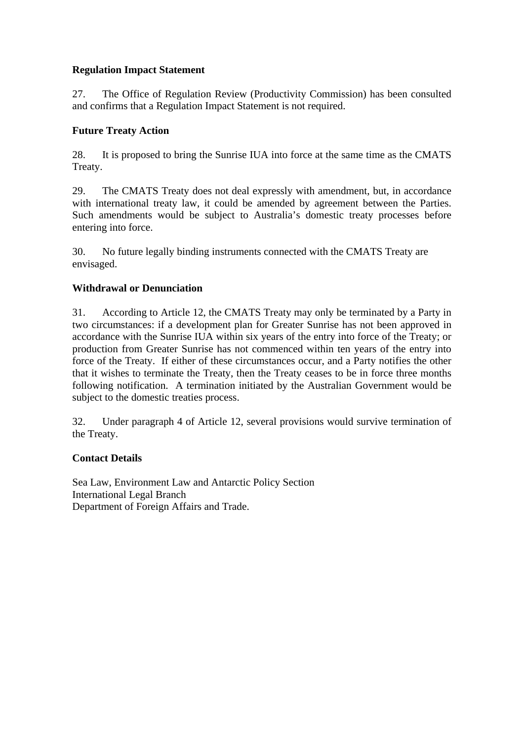**Regulation Impact Statement**

27. The Office of Regulation Review (Productivity Commission) has been consulted and confirms that a Regulation Impact Statement is not required.

**Future Treaty Action**

28. It is proposed to bring the Sunrise IUA into force at the same time as the CMATS Treaty.

29. The CMATS Treaty does not deal expressly with amendment, but, in accordance with international treaty law, it could be amended by agreement between the Parties. Such amendments would be subject to Australia's domestic treaty processes before entering into force.

30. No future legally binding instruments connected with the CMATS Treaty are envisaged.

**Withdrawal or Denunciation**

31. According to Article 12, the CMATS Treaty may only be terminated by a Party in two circumstances: if a development plan for Greater Sunrise has not been approved in accordance with the Sunrise IUA within six years of the entry into force of the Treaty; or production from Greater Sunrise has not commenced within ten years of the entry into force of the Treaty. If either of these circumstances occur, and a Party notifies the other that it wishes to terminate the Treaty, then the Treaty ceases to be in force three months following notification. A termination initiated by the Australian Government would be subject to the domestic treaties process.

32. Under paragraph 4 of Article 12, several provisions would survive termination of the Treaty.

**Contact Details**

Sea Law, Environment Law and Antarctic Policy Section
International Legal Branch
Department of Foreign Affairs and Trade.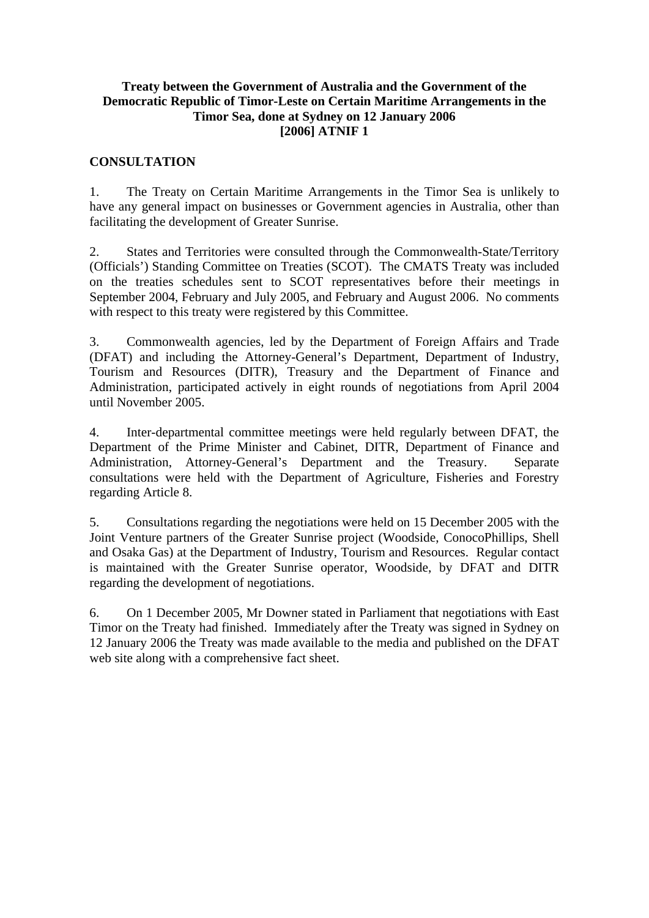**Treaty between the Government of Australia and the Government of the Democratic Republic of Timor-Leste on Certain Maritime Arrangements in the Timor Sea, done at Sydney on 12 January 2006**
**[2006] ATNIF 1**

## CONSULTATION

1. The Treaty on Certain Maritime Arrangements in the Timor Sea is unlikely to have any general impact on businesses or Government agencies in Australia, other than facilitating the development of Greater Sunrise.

2. States and Territories were consulted through the Commonwealth-State/Territory (Officials') Standing Committee on Treaties (SCOT). The CMATS Treaty was included on the treaties schedules sent to SCOT representatives before their meetings in September 2004, February and July 2005, and February and August 2006. No comments with respect to this treaty were registered by this Committee.

3. Commonwealth agencies, led by the Department of Foreign Affairs and Trade (DFAT) and including the Attorney-General's Department, Department of Industry, Tourism and Resources (DITR), Treasury and the Department of Finance and Administration, participated actively in eight rounds of negotiations from April 2004 until November 2005.

4. Inter-departmental committee meetings were held regularly between DFAT, the Department of the Prime Minister and Cabinet, DITR, Department of Finance and Administration, Attorney-General's Department and the Treasury. Separate consultations were held with the Department of Agriculture, Fisheries and Forestry regarding Article 8.

5. Consultations regarding the negotiations were held on 15 December 2005 with the Joint Venture partners of the Greater Sunrise project (Woodside, ConocoPhillips, Shell and Osaka Gas) at the Department of Industry, Tourism and Resources. Regular contact is maintained with the Greater Sunrise operator, Woodside, by DFAT and DITR regarding the development of negotiations.

6. On 1 December 2005, Mr Downer stated in Parliament that negotiations with East Timor on the Treaty had finished. Immediately after the Treaty was signed in Sydney on 12 January 2006 the Treaty was made available to the media and published on the DFAT web site along with a comprehensive fact sheet.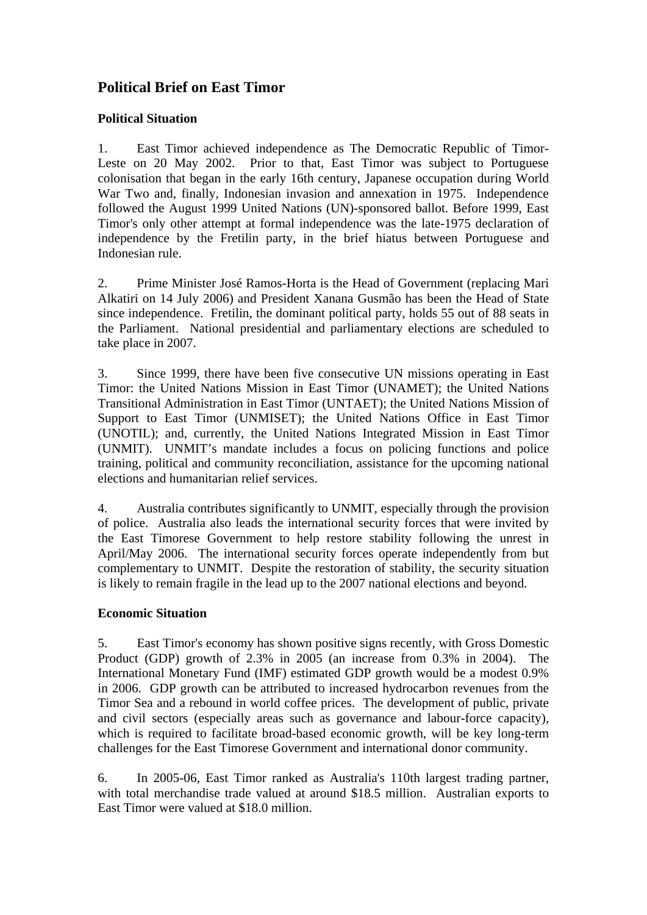## Political Brief on East Timor

### Political Situation

1. East Timor achieved independence as The Democratic Republic of Timor-Leste on 20 May 2002. Prior to that, East Timor was subject to Portuguese colonisation that began in the early 16th century, Japanese occupation during World War Two and, finally, Indonesian invasion and annexation in 1975. Independence followed the August 1999 United Nations (UN)-sponsored ballot. Before 1999, East Timor's only other attempt at formal independence was the late-1975 declaration of independence by the Fretilin party, in the brief hiatus between Portuguese and Indonesian rule.

2. Prime Minister José Ramos-Horta is the Head of Government (replacing Mari Alkatiri on 14 July 2006) and President Xanana Gusmão has been the Head of State since independence. Fretilin, the dominant political party, holds 55 out of 88 seats in the Parliament. National presidential and parliamentary elections are scheduled to take place in 2007.

3. Since 1999, there have been five consecutive UN missions operating in East Timor: the United Nations Mission in East Timor (UNAMET); the United Nations Transitional Administration in East Timor (UNTAET); the United Nations Mission of Support to East Timor (UNMISET); the United Nations Office in East Timor (UNOTIL); and, currently, the United Nations Integrated Mission in East Timor (UNMIT). UNMIT's mandate includes a focus on policing functions and police training, political and community reconciliation, assistance for the upcoming national elections and humanitarian relief services.

4. Australia contributes significantly to UNMIT, especially through the provision of police. Australia also leads the international security forces that were invited by the East Timorese Government to help restore stability following the unrest in April/May 2006. The international security forces operate independently from but complementary to UNMIT. Despite the restoration of stability, the security situation is likely to remain fragile in the lead up to the 2007 national elections and beyond.

### Economic Situation

5. East Timor's economy has shown positive signs recently, with Gross Domestic Product (GDP) growth of 2.3% in 2005 (an increase from 0.3% in 2004). The International Monetary Fund (IMF) estimated GDP growth would be a modest 0.9% in 2006. GDP growth can be attributed to increased hydrocarbon revenues from the Timor Sea and a rebound in world coffee prices. The development of public, private and civil sectors (especially areas such as governance and labour-force capacity), which is required to facilitate broad-based economic growth, will be key long-term challenges for the East Timorese Government and international donor community.

6. In 2005-06, East Timor ranked as Australia's 110th largest trading partner, with total merchandise trade valued at around $18.5 million. Australian exports to East Timor were valued at $18.0 million.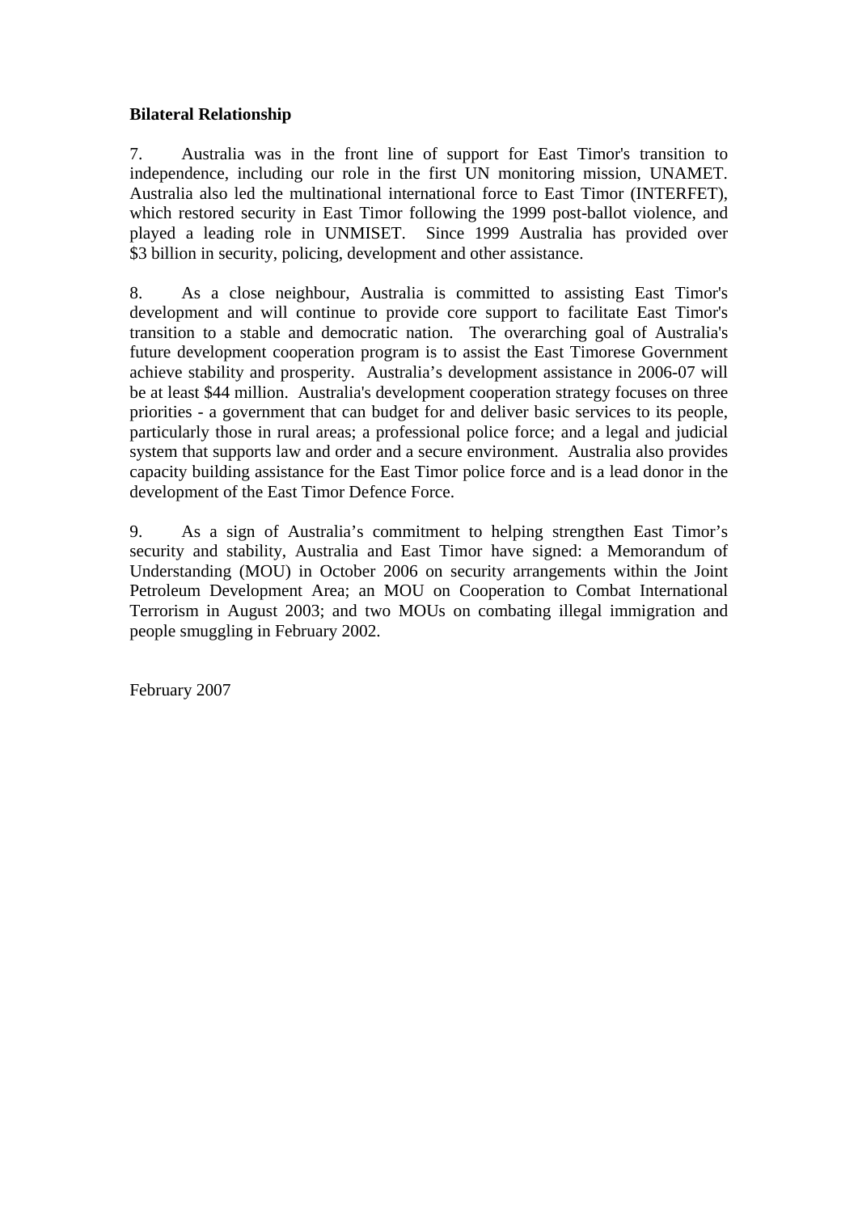**Bilateral Relationship**

7. Australia was in the front line of support for East Timor's transition to independence, including our role in the first UN monitoring mission, UNAMET. Australia also led the multinational international force to East Timor (INTERFET), which restored security in East Timor following the 1999 post-ballot violence, and played a leading role in UNMISET. Since 1999 Australia has provided over $3 billion in security, policing, development and other assistance.

8. As a close neighbour, Australia is committed to assisting East Timor's development and will continue to provide core support to facilitate East Timor's transition to a stable and democratic nation. The overarching goal of Australia's future development cooperation program is to assist the East Timorese Government achieve stability and prosperity. Australia's development assistance in 2006-07 will be at least $44 million. Australia's development cooperation strategy focuses on three priorities - a government that can budget for and deliver basic services to its people, particularly those in rural areas; a professional police force; and a legal and judicial system that supports law and order and a secure environment. Australia also provides capacity building assistance for the East Timor police force and is a lead donor in the development of the East Timor Defence Force.

9. As a sign of Australia's commitment to helping strengthen East Timor's security and stability, Australia and East Timor have signed: a Memorandum of Understanding (MOU) in October 2006 on security arrangements within the Joint Petroleum Development Area; an MOU on Cooperation to Combat International Terrorism in August 2003; and two MOUs on combating illegal immigration and people smuggling in February 2002.

February 2007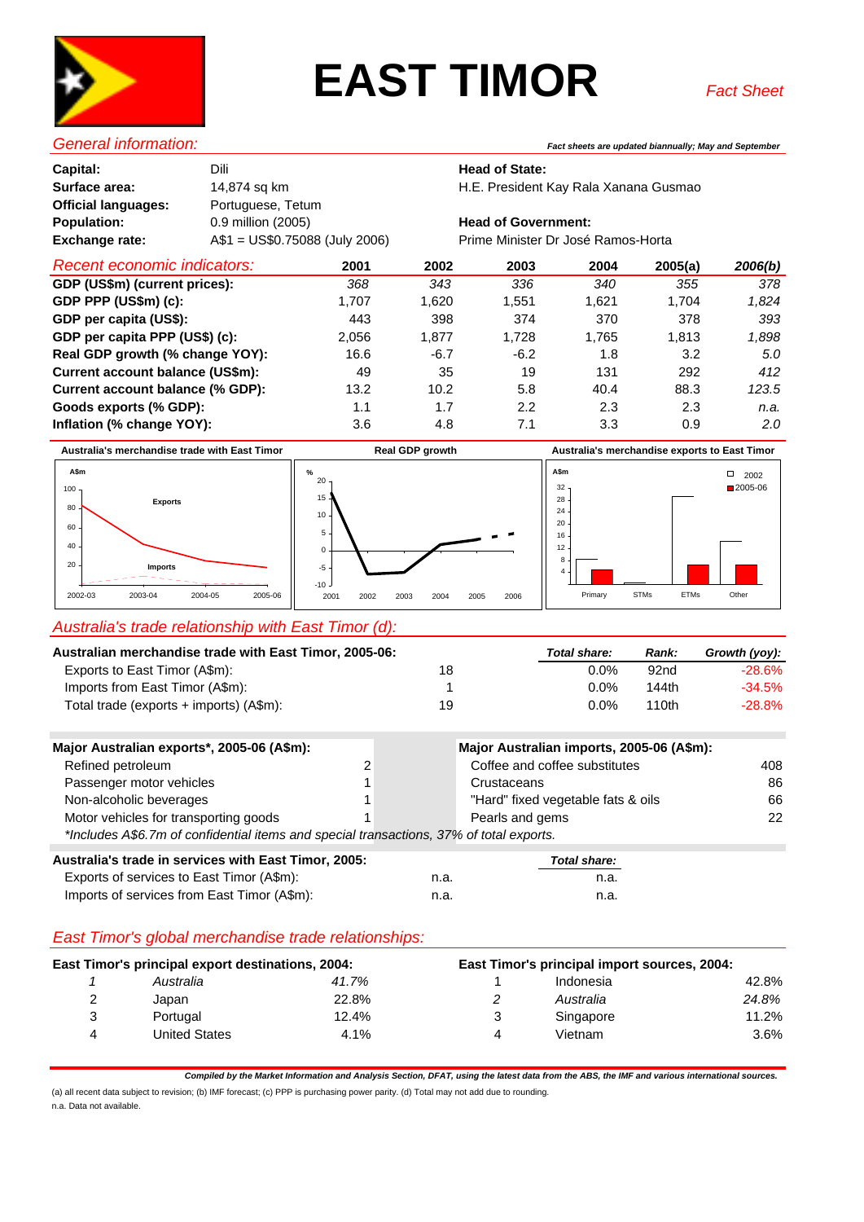# EAST TIMOR

*Fact Sheet*

## General information:

***Fact sheets are updated biannually; May and September***

| | | | |
|---|---|---|---|
| **Capital:** | Dili | **Head of State:** | |
| **Surface area:** | 14,874 sq km | H.E. President Kay Rala Xanana Gusmao | |
| **Official languages:** | Portuguese, Tetum | | |
| **Population:** | 0.9 million (2005) | **Head of Government:** | |
| **Exchange rate:** | A$1 = US$0.75088 (July 2006) | Prime Minister Dr José Ramos-Horta | |

## Recent economic indicators:

| | 2001 | 2002 | 2003 | 2004 | 2005(a) | *2006(b)* |
|---|---|---|---|---|---|---|
| **GDP (US$m) (current prices):** | *368* | *343* | *336* | *340* | *355* | *378* |
| **GDP PPP (US$m) (c):** | 1,707 | 1,620 | 1,551 | 1,621 | 1,704 | *1,824* |
| **GDP per capita (US$):** | 443 | 398 | 374 | 370 | 378 | *393* |
| **GDP per capita PPP (US$) (c):** | 2,056 | 1,877 | 1,728 | 1,765 | 1,813 | *1,898* |
| **Real GDP growth (% change YOY):** | 16.6 | -6.7 | -6.2 | 1.8 | 3.2 | *5.0* |
| **Current account balance (US$m):** | 49 | 35 | 19 | 131 | 292 | *412* |
| **Current account balance (% GDP):** | 13.2 | 10.2 | 5.8 | 40.4 | 88.3 | *123.5* |
| **Goods exports (% GDP):** | 1.1 | 1.7 | 2.2 | 2.3 | 2.3 | *n.a.* |
| **Inflation (% change YOY):** | 3.6 | 4.8 | 7.1 | 3.3 | 0.9 | *2.0* |

**Australia's merchandise trade with East Timor**

**Real GDP growth**

**Australia's merchandise exports to East Timor**

## Australia's trade relationship with East Timor (d):

| **Australian merchandise trade with East Timor, 2005-06:** | | ***Total share:*** | ***Rank:*** | ***Growth (yoy):*** |
|---|---|---|---|---|
| Exports to East Timor (A$m): | 18 | 0.0% | 92nd | -28.6% |
| Imports from East Timor (A$m): | 1 | 0.0% | 144th | -34.5% |
| Total trade (exports + imports) (A$m): | 19 | 0.0% | 110th | -28.8% |

| **Major Australian exports*, 2005-06 (A$m):** | | **Major Australian imports, 2005-06 (A$m):** | |
|---|---|---|---|
| Refined petroleum | 2 | Coffee and coffee substitutes | 408 |
| Passenger motor vehicles | 1 | Crustaceans | 86 |
| Non-alcoholic beverages | 1 | "Hard" fixed vegetable fats & oils | 66 |
| Motor vehicles for transporting goods | 1 | Pearls and gems | 22 |

*\*Includes A$6.7m of confidential items and special transactions, 37% of total exports.*

| **Australia's trade in services with East Timor, 2005:** | | ***Total share:*** |
|---|---|---|
| Exports of services to East Timor (A$m): | n.a. | n.a. |
| Imports of services from East Timor (A$m): | n.a. | n.a. |

## East Timor's global merchandise trade relationships:

| **East Timor's principal export destinations, 2004:** | | | **East Timor's principal import sources, 2004:** | | |
|---|---|---|---|---|---|
| *1* | *Australia* | *41.7%* | 1 | Indonesia | 42.8% |
| 2 | Japan | 22.8% | *2* | *Australia* | *24.8%* |
| 3 | Portugal | 12.4% | 3 | Singapore | 11.2% |
| 4 | United States | 4.1% | 4 | Vietnam | 3.6% |

***Compiled by the Market Information and Analysis Section, DFAT, using the latest data from the ABS, the IMF and various international sources.***

(a) all recent data subject to revision; (b) IMF forecast; (c) PPP is purchasing power parity. (d) Total may not add due to rounding.
n.a. Data not available.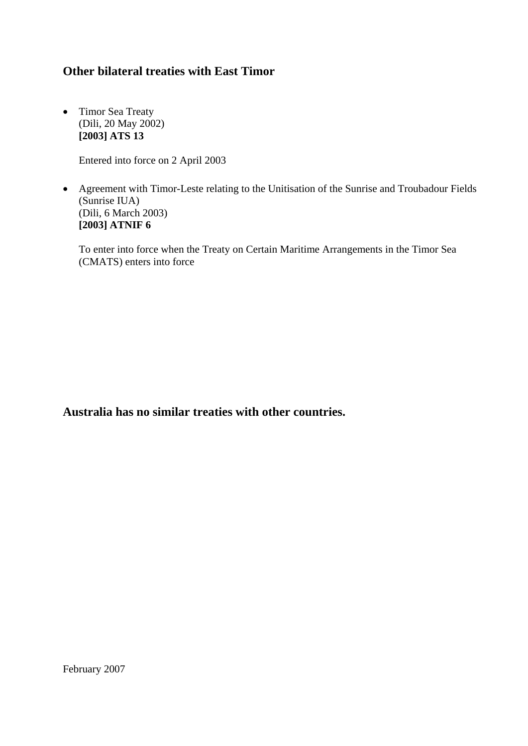## Other bilateral treaties with East Timor

- Timor Sea Treaty
  (Dili, 20 May 2002)
  **[2003] ATS 13**

  Entered into force on 2 April 2003

- Agreement with Timor-Leste relating to the Unitisation of the Sunrise and Troubadour Fields (Sunrise IUA)
  (Dili, 6 March 2003)
  **[2003] ATNIF 6**

  To enter into force when the Treaty on Certain Maritime Arrangements in the Timor Sea (CMATS) enters into force

## Australia has no similar treaties with other countries.

February 2007